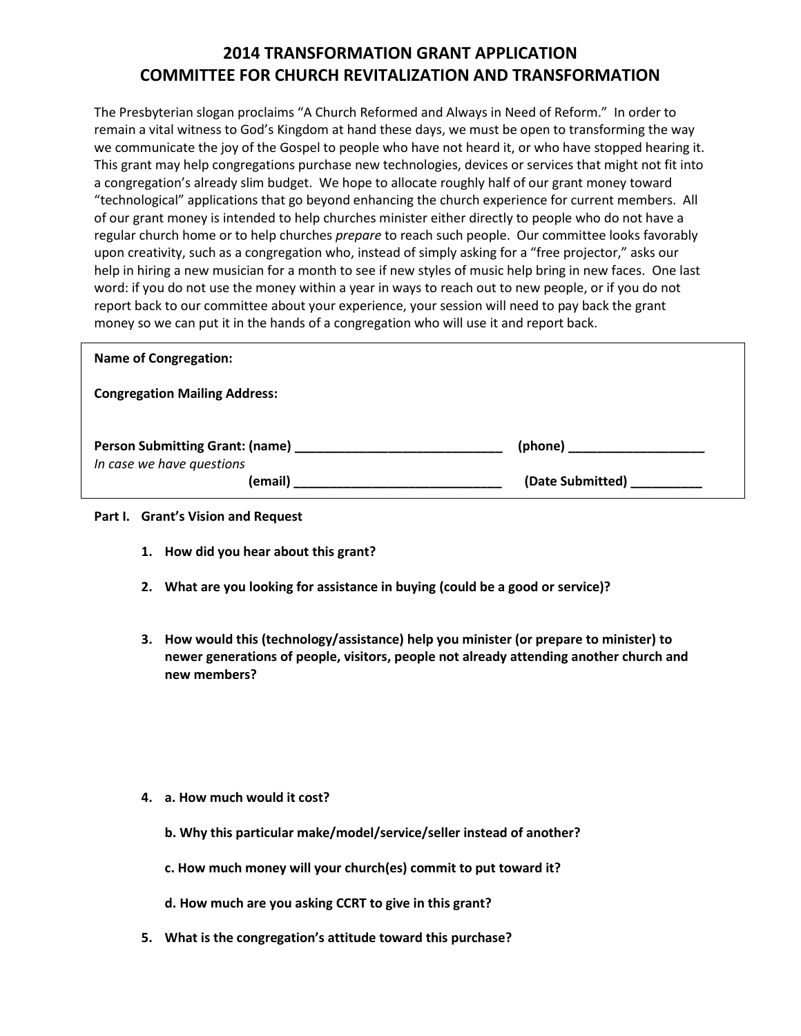# 2014 TRANSFORMATION GRANT APPLICATION
# COMMITTEE FOR CHURCH REVITALIZATION AND TRANSFORMATION

The Presbyterian slogan proclaims "A Church Reformed and Always in Need of Reform." In order to remain a vital witness to God's Kingdom at hand these days, we must be open to transforming the way we communicate the joy of the Gospel to people who have not heard it, or who have stopped hearing it. This grant may help congregations purchase new technologies, devices or services that might not fit into a congregation's already slim budget. We hope to allocate roughly half of our grant money toward "technological" applications that go beyond enhancing the church experience for current members. All of our grant money is intended to help churches minister either directly to people who do not have a regular church home or to help churches *prepare* to reach such people. Our committee looks favorably upon creativity, such as a congregation who, instead of simply asking for a "free projector," asks our help in hiring a new musician for a month to see if new styles of music help bring in new faces. One last word: if you do not use the money within a year in ways to reach out to new people, or if you do not report back to our committee about your experience, your session will need to pay back the grant money so we can put it in the hands of a congregation who will use it and report back.

**Name of Congregation:**

**Congregation Mailing Address:**

**Person Submitting Grant: (name)** ____________________________ **(phone)** __________________

*In case we have questions*

**(email)** ____________________________ **(Date Submitted)** __________

**Part I. Grant's Vision and Request**

1. **How did you hear about this grant?**

2. **What are you looking for assistance in buying (could be a good or service)?**

3. **How would this (technology/assistance) help you minister (or prepare to minister) to newer generations of people, visitors, people not already attending another church and new members?**

4. **a. How much would it cost?**

   **b. Why this particular make/model/service/seller instead of another?**

   **c. How much money will your church(es) commit to put toward it?**

   **d. How much are you asking CCRT to give in this grant?**

5. **What is the congregation's attitude toward this purchase?**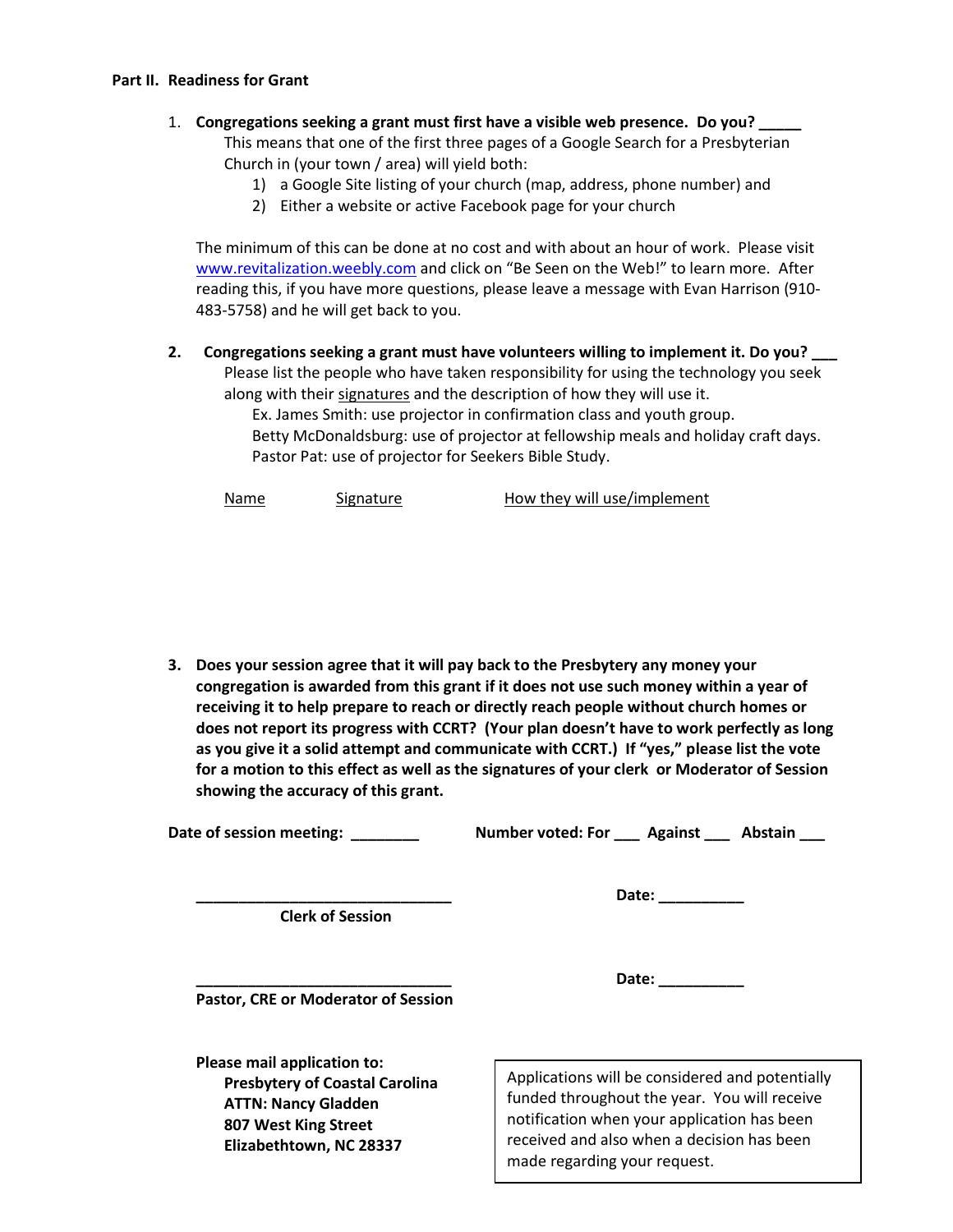**Part II. Readiness for Grant**

1. **Congregations seeking a grant must first have a visible web presence. Do you? _____**
   This means that one of the first three pages of a Google Search for a Presbyterian Church in (your town / area) will yield both:
   1) a Google Site listing of your church (map, address, phone number) and
   2) Either a website or active Facebook page for your church

   The minimum of this can be done at no cost and with about an hour of work. Please visit [www.revitalization.weebly.com](http://www.revitalization.weebly.com) and click on "Be Seen on the Web!" to learn more. After reading this, if you have more questions, please leave a message with Evan Harrison (910-483-5758) and he will get back to you.

2. **Congregations seeking a grant must have volunteers willing to implement it. Do you? ___**
   Please list the people who have taken responsibility for using the technology you seek along with their signatures and the description of how they will use it.
   Ex. James Smith: use projector in confirmation class and youth group.
   Betty McDonaldsburg: use of projector at fellowship meals and holiday craft days.
   Pastor Pat: use of projector for Seekers Bible Study.

| Name | Signature | How they will use/implement |
|---|---|---|
| | | |

3. **Does your session agree that it will pay back to the Presbytery any money your congregation is awarded from this grant if it does not use such money within a year of receiving it to help prepare to reach or directly reach people without church homes or does not report its progress with CCRT? (Your plan doesn't have to work perfectly as long as you give it a solid attempt and communicate with CCRT.) If "yes," please list the vote for a motion to this effect as well as the signatures of your clerk or Moderator of Session showing the accuracy of this grant.**

**Date of session meeting: ________** **Number voted: For ___ Against ___ Abstain ___**

**______________________________** **Date: __________**
**Clerk of Session**

**______________________________** **Date: __________**
**Pastor, CRE or Moderator of Session**

**Please mail application to:**
**Presbytery of Coastal Carolina**
**ATTN: Nancy Gladden**
**807 West King Street**
**Elizabethtown, NC 28337**

Applications will be considered and potentially funded throughout the year. You will receive notification when your application has been received and also when a decision has been made regarding your request.